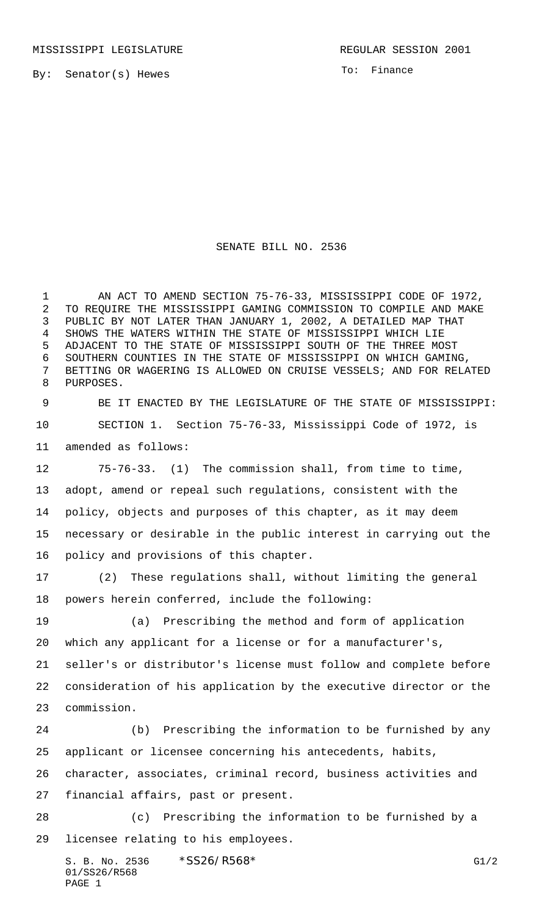MISSISSIPPI LEGISLATURE REGULAR SESSION 2001

By: Senator(s) Hewes

To: Finance

# SENATE BILL NO. 2536

AN ACT TO AMEND SECTION 75-76-33, MISSISSIPPI CODE OF 1972, TO REQUIRE THE MISSISSIPPI GAMING COMMISSION TO COMPILE AND MAKE PUBLIC BY NOT LATER THAN JANUARY 1, 2002, A DETAILED MAP THAT SHOWS THE WATERS WITHIN THE STATE OF MISSISSIPPI WHICH LIE ADJACENT TO THE STATE OF MISSISSIPPI SOUTH OF THE THREE MOST SOUTHERN COUNTIES IN THE STATE OF MISSISSIPPI ON WHICH GAMING, BETTING OR WAGERING IS ALLOWED ON CRUISE VESSELS; AND FOR RELATED PURPOSES.

BE IT ENACTED BY THE LEGISLATURE OF THE STATE OF MISSISSIPPI:

SECTION 1. Section 75-76-33, Mississippi Code of 1972, is amended as follows:

75-76-33. (1) The commission shall, from time to time, adopt, amend or repeal such regulations, consistent with the policy, objects and purposes of this chapter, as it may deem necessary or desirable in the public interest in carrying out the policy and provisions of this chapter.

(2) These regulations shall, without limiting the general powers herein conferred, include the following:

(a) Prescribing the method and form of application which any applicant for a license or for a manufacturer's, seller's or distributor's license must follow and complete before consideration of his application by the executive director or the commission.

(b) Prescribing the information to be furnished by any applicant or licensee concerning his antecedents, habits, character, associates, criminal record, business activities and financial affairs, past or present.

(c) Prescribing the information to be furnished by a licensee relating to his employees.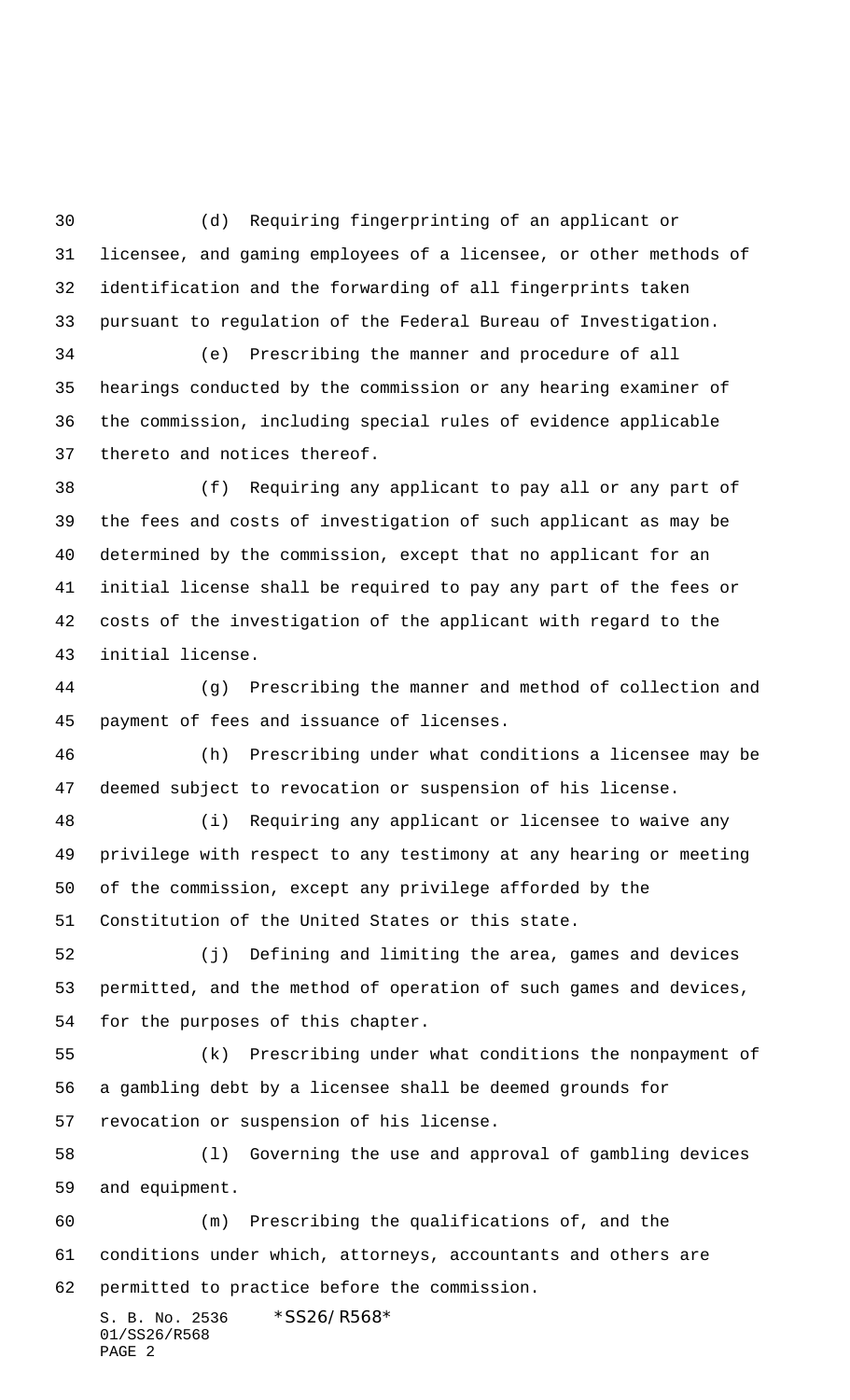(d) Requiring fingerprinting of an applicant or licensee, and gaming employees of a licensee, or other methods of identification and the forwarding of all fingerprints taken pursuant to regulation of the Federal Bureau of Investigation.

(e) Prescribing the manner and procedure of all hearings conducted by the commission or any hearing examiner of the commission, including special rules of evidence applicable thereto and notices thereof.

(f) Requiring any applicant to pay all or any part of the fees and costs of investigation of such applicant as may be determined by the commission, except that no applicant for an initial license shall be required to pay any part of the fees or costs of the investigation of the applicant with regard to the initial license.

(g) Prescribing the manner and method of collection and payment of fees and issuance of licenses.

(h) Prescribing under what conditions a licensee may be deemed subject to revocation or suspension of his license.

(i) Requiring any applicant or licensee to waive any privilege with respect to any testimony at any hearing or meeting of the commission, except any privilege afforded by the Constitution of the United States or this state.

(j) Defining and limiting the area, games and devices permitted, and the method of operation of such games and devices, for the purposes of this chapter.

(k) Prescribing under what conditions the nonpayment of a gambling debt by a licensee shall be deemed grounds for revocation or suspension of his license.

(l) Governing the use and approval of gambling devices and equipment.

(m) Prescribing the qualifications of, and the conditions under which, attorneys, accountants and others are permitted to practice before the commission.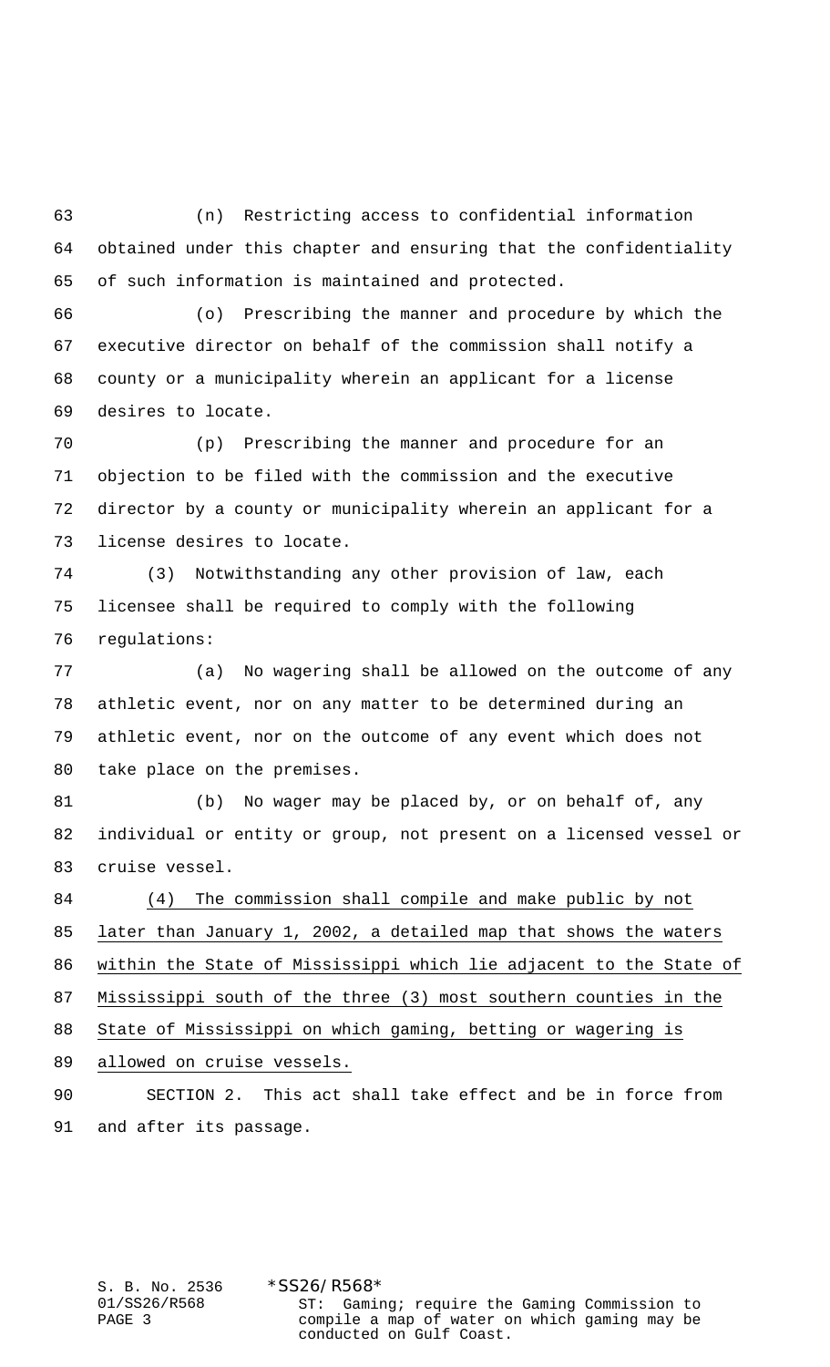(n) Restricting access to confidential information obtained under this chapter and ensuring that the confidentiality of such information is maintained and protected.

(o) Prescribing the manner and procedure by which the executive director on behalf of the commission shall notify a county or a municipality wherein an applicant for a license desires to locate.

(p) Prescribing the manner and procedure for an objection to be filed with the commission and the executive director by a county or municipality wherein an applicant for a license desires to locate.

(3) Notwithstanding any other provision of law, each licensee shall be required to comply with the following regulations:

(a) No wagering shall be allowed on the outcome of any athletic event, nor on any matter to be determined during an athletic event, nor on the outcome of any event which does not take place on the premises.

(b) No wager may be placed by, or on behalf of, any individual or entity or group, not present on a licensed vessel or cruise vessel.

<u>(4) The commission shall compile and make public by not later than January 1, 2002, a detailed map that shows the waters within the State of Mississippi which lie adjacent to the State of Mississippi south of the three (3) most southern counties in the State of Mississippi on which gaming, betting or wagering is allowed on cruise vessels.</u>

SECTION 2. This act shall take effect and be in force from and after its passage.

ST: Gaming; require the Gaming Commission to compile a map of water on which gaming may be conducted on Gulf Coast.